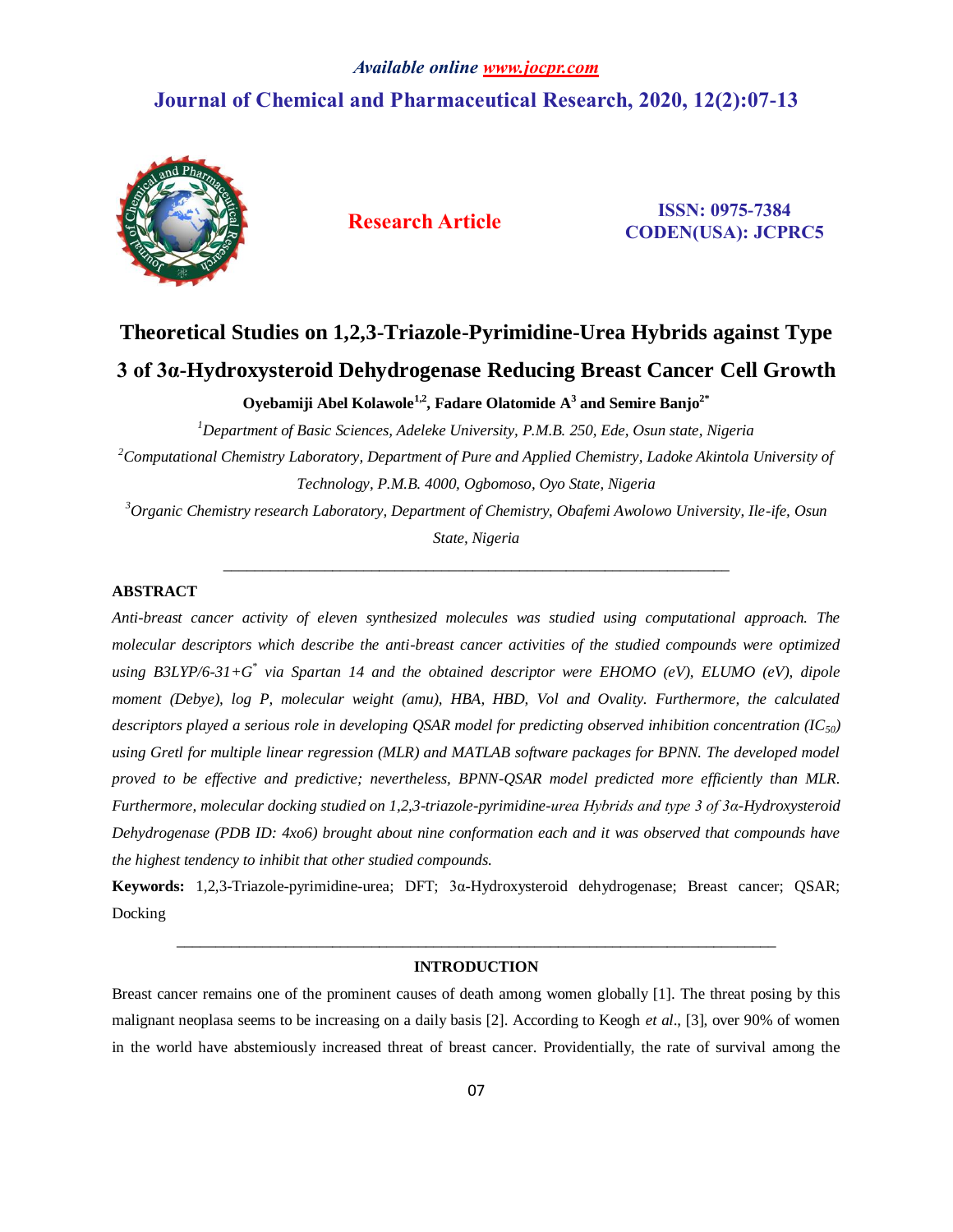Available online www.jocpr.com

**Journal of Chemical and Pharmaceutical Research, 2020, 12(2):07-13**

**Research Article**

**ISSN: 0975-7384**
**CODEN(USA): JCPRC5**

# Theoretical Studies on 1,2,3-Triazole-Pyrimidine-Urea Hybrids against Type 3 of 3α-Hydroxysteroid Dehydrogenase Reducing Breast Cancer Cell Growth

**Oyebamiji Abel Kolawole[1,2], Fadare Olatomide A[3] and Semire Banjo[2*]**

[1]*Department of Basic Sciences, Adeleke University, P.M.B. 250, Ede, Osun state, Nigeria*

[2]*Computational Chemistry Laboratory, Department of Pure and Applied Chemistry, Ladoke Akintola University of Technology, P.M.B. 4000, Ogbomoso, Oyo State, Nigeria*

[3]*Organic Chemistry research Laboratory, Department of Chemistry, Obafemi Awolowo University, Ile-ife, Osun State, Nigeria*

---

## ABSTRACT

*Anti-breast cancer activity of eleven synthesized molecules was studied using computational approach. The molecular descriptors which describe the anti-breast cancer activities of the studied compounds were optimized using B3LYP/6-31+G\* via Spartan 14 and the obtained descriptor were EHOMO (eV), ELUMO (eV), dipole moment (Debye), log P, molecular weight (amu), HBA, HBD, Vol and Ovality. Furthermore, the calculated descriptors played a serious role in developing QSAR model for predicting observed inhibition concentration ($IC_{50}$) using Gretl for multiple linear regression (MLR) and MATLAB software packages for BPNN. The developed model proved to be effective and predictive; nevertheless, BPNN-QSAR model predicted more efficiently than MLR. Furthermore, molecular docking studied on 1,2,3-triazole-pyrimidine-urea Hybrids and type 3 of 3α-Hydroxysteroid Dehydrogenase (PDB ID: 4xo6) brought about nine conformation each and it was observed that compounds have the highest tendency to inhibit that other studied compounds.*

**Keywords:** 1,2,3-Triazole-pyrimidine-urea; DFT; 3α-Hydroxysteroid dehydrogenase; Breast cancer; QSAR; Docking

---

## INTRODUCTION

Breast cancer remains one of the prominent causes of death among women globally [1]. The threat posing by this malignant neoplasa seems to be increasing on a daily basis [2]. According to Keogh *et al*., [3], over 90% of women in the world have abstemiously increased threat of breast cancer. Providentially, the rate of survival among the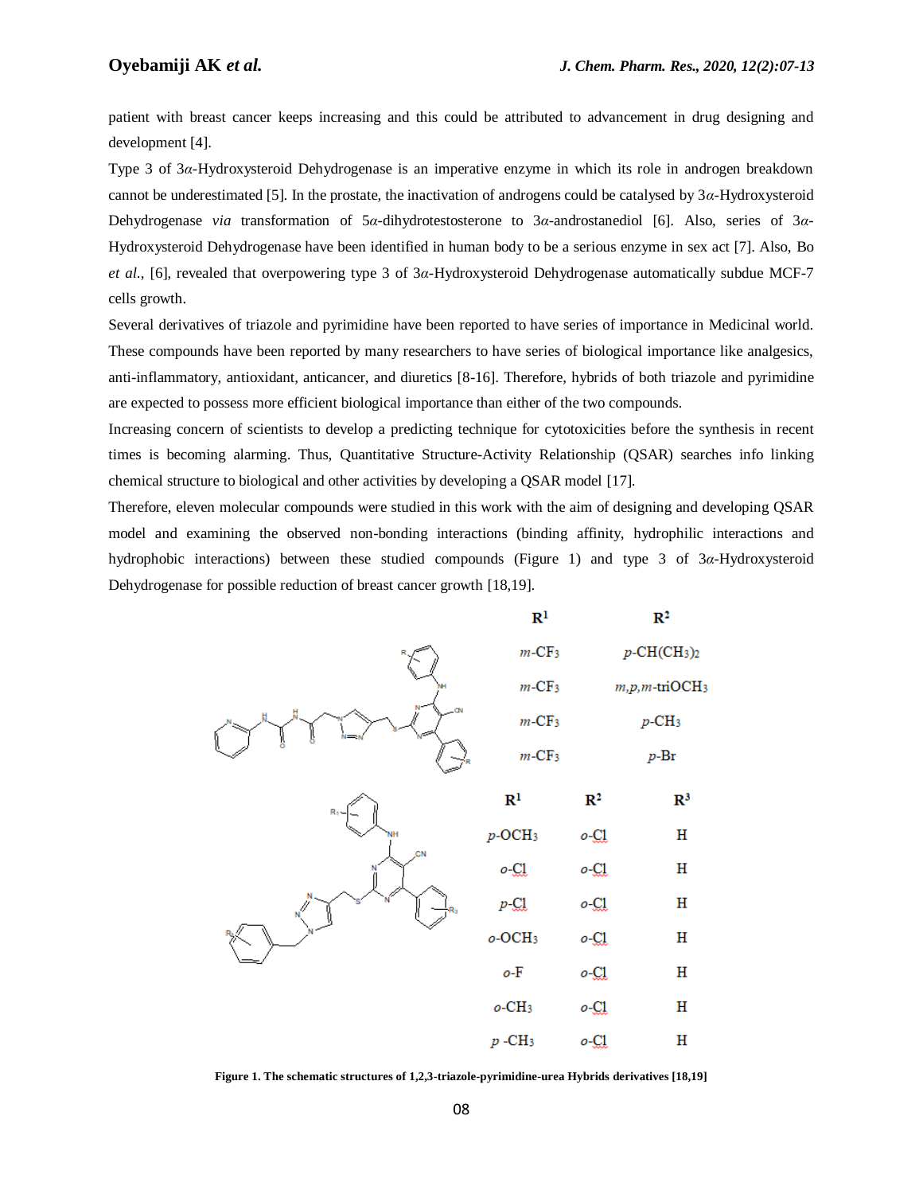patient with breast cancer keeps increasing and this could be attributed to advancement in drug designing and development [4].

Type 3 of 3*α*-Hydroxysteroid Dehydrogenase is an imperative enzyme in which its role in androgen breakdown cannot be underestimated [5]. In the prostate, the inactivation of androgens could be catalysed by 3*α*-Hydroxysteroid Dehydrogenase *via* transformation of 5*α*-dihydrotestosterone to 3*α*-androstanediol [6]. Also, series of 3*α*-Hydroxysteroid Dehydrogenase have been identified in human body to be a serious enzyme in sex act [7]. Also, Bo *et al.*, [6], revealed that overpowering type 3 of 3*α*-Hydroxysteroid Dehydrogenase automatically subdue MCF-7 cells growth.

Several derivatives of triazole and pyrimidine have been reported to have series of importance in Medicinal world. These compounds have been reported by many researchers to have series of biological importance like analgesics, anti-inflammatory, antioxidant, anticancer, and diuretics [8-16]. Therefore, hybrids of both triazole and pyrimidine are expected to possess more efficient biological importance than either of the two compounds.

Increasing concern of scientists to develop a predicting technique for cytotoxicities before the synthesis in recent times is becoming alarming. Thus, Quantitative Structure-Activity Relationship (QSAR) searches info linking chemical structure to biological and other activities by developing a QSAR model [17].

Therefore, eleven molecular compounds were studied in this work with the aim of designing and developing QSAR model and examining the observed non-bonding interactions (binding affinity, hydrophilic interactions and hydrophobic interactions) between these studied compounds (Figure 1) and type 3 of 3*α*-Hydroxysteroid Dehydrogenase for possible reduction of breast cancer growth [18,19].

| $R^1$ | $R^2$ |
|---|---|
| *m*-$CF_3$ | *p*-$CH(CH_3)_2$ |
| *m*-$CF_3$ | *m,p,m*-tri$OCH_3$ |
| *m*-$CF_3$ | *p*-$CH_3$ |
| *m*-$CF_3$ | *p*-Br |

| $R^1$ | $R^2$ | $R^3$ |
|---|---|---|
| *p*-$OCH_3$ | *o*-Cl | H |
| *o*-Cl | *o*-Cl | H |
| *p*-Cl | *o*-Cl | H |
| *o*-$OCH_3$ | *o*-Cl | H |
| *o*-F | *o*-Cl | H |
| *o*-$CH_3$ | *o*-Cl | H |
| *p* -$CH_3$ | *o*-Cl | H |

**Figure 1. The schematic structures of 1,2,3-triazole-pyrimidine-urea Hybrids derivatives [18,19]**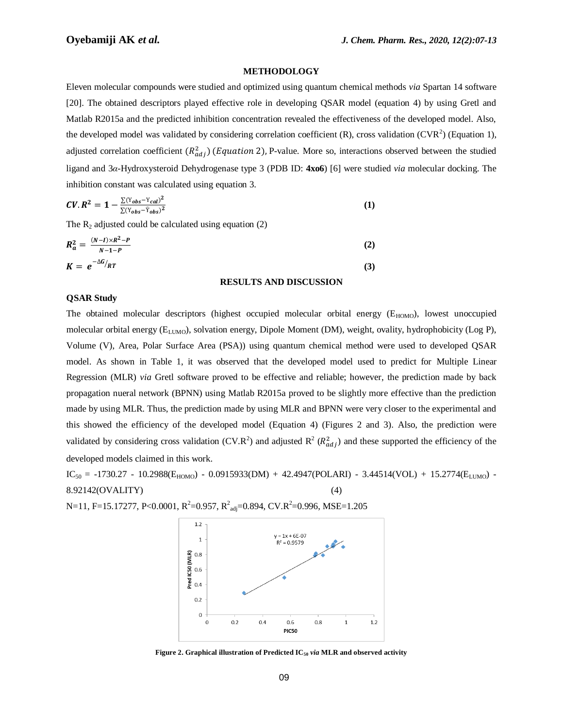## METHODOLOGY

Eleven molecular compounds were studied and optimized using quantum chemical methods *via* Spartan 14 software [20]. The obtained descriptors played effective role in developing QSAR model (equation 4) by using Gretl and Matlab R2015a and the predicted inhibition concentration revealed the effectiveness of the developed model. Also, the developed model was validated by considering correlation coefficient (R), cross validation ($CVR^2$) (Equation 1), adjusted correlation coefficient ($R^2_{adj}$) (*Equation* 2), P-value. More so, interactions observed between the studied ligand and 3*α*-Hydroxysteroid Dehydrogenase type 3 (PDB ID: **4xo6**) [6] were studied *via* molecular docking. The inhibition constant was calculated using equation 3.

$$CV.R^2 = 1 - \frac{\sum(Y_{obs} - Y_{cal})^2}{\sum(Y_{obs} - \bar{Y}_{obs})^2} \tag{1}$$

The $R_2$ adjusted could be calculated using equation (2)

$$R_a^2 = \frac{(N-I) \times R^2 - P}{N-1-P} \tag{2}$$

$$K = e^{-\Delta G / RT} \tag{3}$$

## RESULTS AND DISCUSSION

### QSAR Study

The obtained molecular descriptors (highest occupied molecular orbital energy ($E_{HOMO}$), lowest unoccupied molecular orbital energy ($E_{LUMO}$), solvation energy, Dipole Moment (DM), weight, ovality, hydrophobicity (Log P), Volume (V), Area, Polar Surface Area (PSA)) using quantum chemical method were used to developed QSAR model. As shown in Table 1, it was observed that the developed model used to predict for Multiple Linear Regression (MLR) *via* Gretl software proved to be effective and reliable; however, the prediction made by back propagation nueral network (BPNN) using Matlab R2015a proved to be slightly more effective than the prediction made by using MLR. Thus, the prediction made by using MLR and BPNN were very closer to the experimental and this showed the efficiency of the developed model (Equation 4) (Figures 2 and 3). Also, the prediction were validated by considering cross validation ($CV.R^2$) and adjusted $R^2$ ($R^2_{adj}$) and these supported the efficiency of the developed models claimed in this work.

$$IC_{50} = -1730.27 - 10.2988(E_{HOMO}) - 0.0915933(DM) + 42.4947(POLARI) - 3.44514(VOL) + 15.2774(E_{LUMO}) - 8.92142(OVALITY) \tag{4}$$

$N=11$, $F=15.17277$, $P<0.0001$, $R^2=0.957$, $R^2_{adj}=0.894$, $CV.R^2=0.996$, $MSE=1.205$

**Figure 2. Graphical illustration of Predicted $IC_{50}$ *via* MLR and observed activity**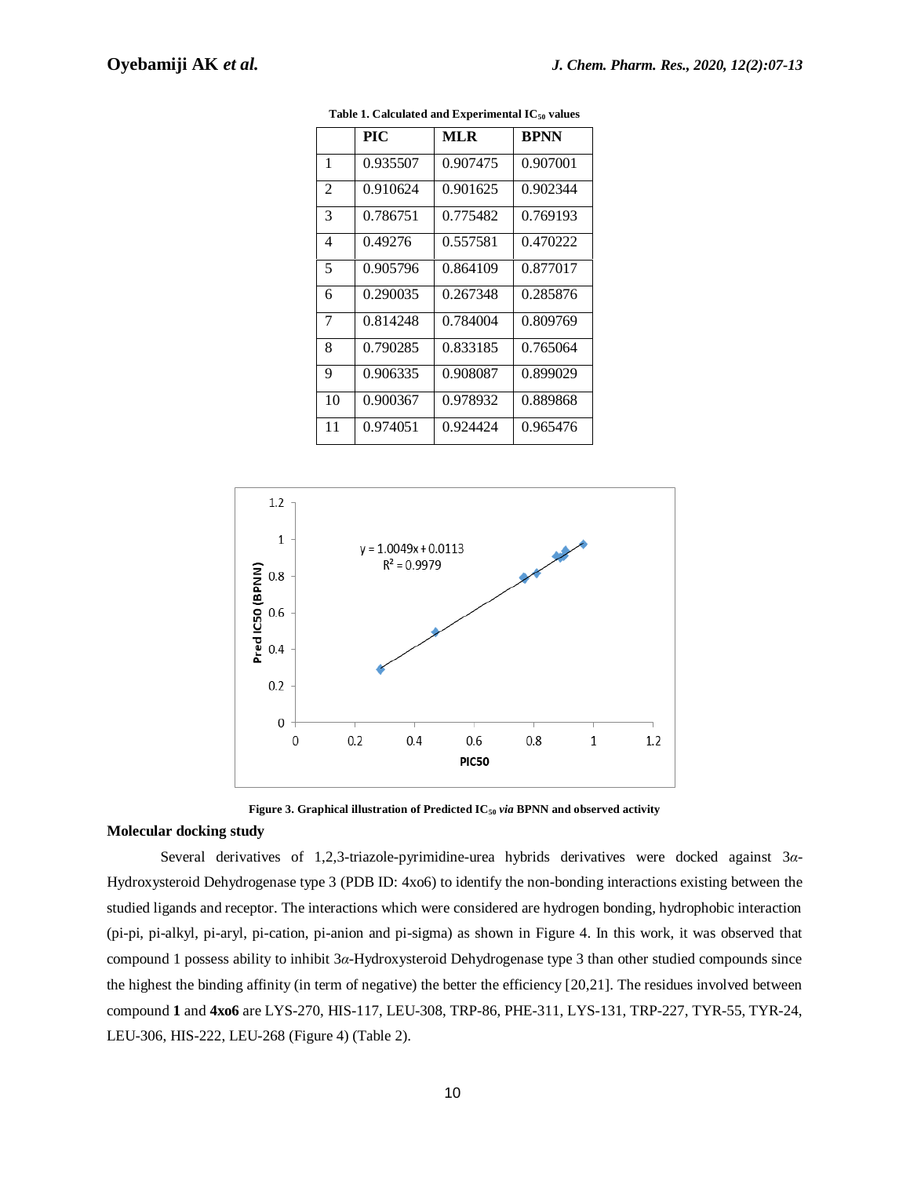**Table 1. Calculated and Experimental $IC_{50}$ values**

| | PIC | MLR | BPNN |
|---|---|---|---|
| 1 | 0.935507 | 0.907475 | 0.907001 |
| 2 | 0.910624 | 0.901625 | 0.902344 |
| 3 | 0.786751 | 0.775482 | 0.769193 |
| 4 | 0.49276 | 0.557581 | 0.470222 |
| 5 | 0.905796 | 0.864109 | 0.877017 |
| 6 | 0.290035 | 0.267348 | 0.285876 |
| 7 | 0.814248 | 0.784004 | 0.809769 |
| 8 | 0.790285 | 0.833185 | 0.765064 |
| 9 | 0.906335 | 0.908087 | 0.899029 |
| 10 | 0.900367 | 0.978932 | 0.889868 |
| 11 | 0.974051 | 0.924424 | 0.965476 |

**Figure 3. Graphical illustration of Predicted $IC_{50}$ *via* BPNN and observed activity**

## Molecular docking study

Several derivatives of 1,2,3-triazole-pyrimidine-urea hybrids derivatives were docked against 3*α*-Hydroxysteroid Dehydrogenase type 3 (PDB ID: 4xo6) to identify the non-bonding interactions existing between the studied ligands and receptor. The interactions which were considered are hydrogen bonding, hydrophobic interaction (pi-pi, pi-alkyl, pi-aryl, pi-cation, pi-anion and pi-sigma) as shown in Figure 4. In this work, it was observed that compound 1 possess ability to inhibit 3*α*-Hydroxysteroid Dehydrogenase type 3 than other studied compounds since the highest the binding affinity (in term of negative) the better the efficiency [20,21]. The residues involved between compound **1** and **4xo6** are LYS-270, HIS-117, LEU-308, TRP-86, PHE-311, LYS-131, TRP-227, TYR-55, TYR-24, LEU-306, HIS-222, LEU-268 (Figure 4) (Table 2).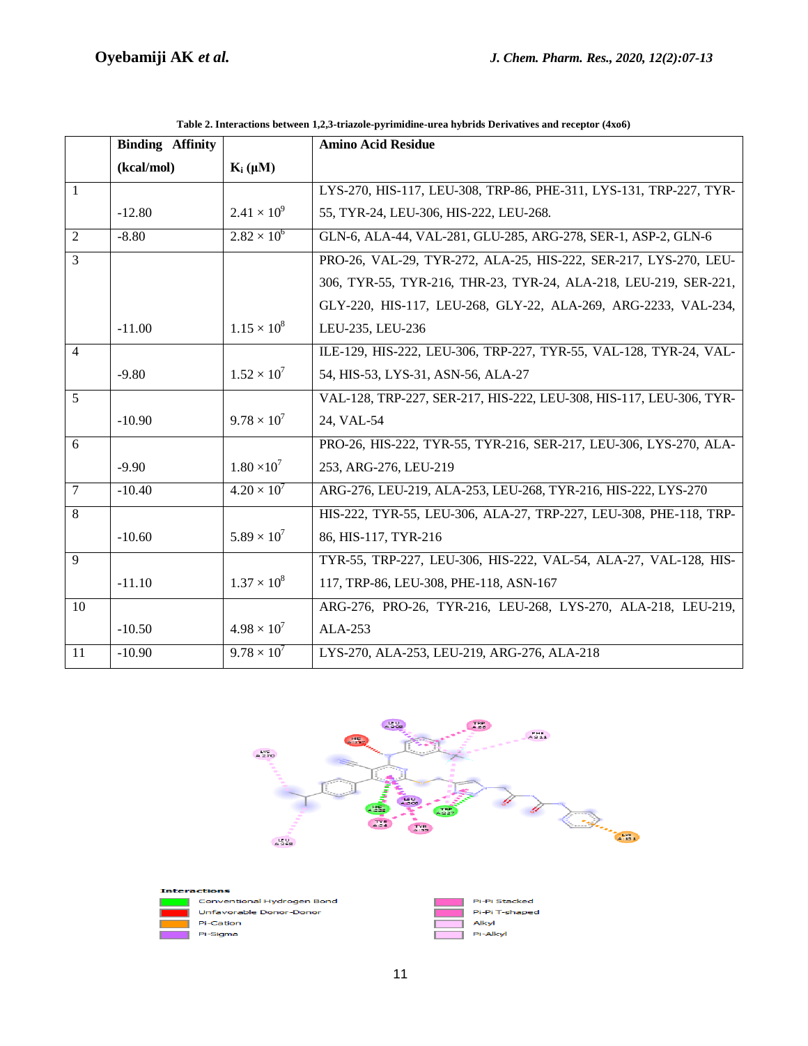**Table 2. Interactions between 1,2,3-triazole-pyrimidine-urea hybrids Derivatives and receptor (4xo6)**

| | Binding Affinity (kcal/mol) | $K_i$ (μM) | Amino Acid Residue |
|---|---|---|---|
| 1 | -12.80 | $2.41 \times 10^9$ | LYS-270, HIS-117, LEU-308, TRP-86, PHE-311, LYS-131, TRP-227, TYR-55, TYR-24, LEU-306, HIS-222, LEU-268. |
| 2 | -8.80 | $2.82 \times 10^6$ | GLN-6, ALA-44, VAL-281, GLU-285, ARG-278, SER-1, ASP-2, GLN-6 |
| 3 | -11.00 | $1.15 \times 10^8$ | PRO-26, VAL-29, TYR-272, ALA-25, HIS-222, SER-217, LYS-270, LEU-306, TYR-55, TYR-216, THR-23, TYR-24, ALA-218, LEU-219, SER-221, GLY-220, HIS-117, LEU-268, GLY-22, ALA-269, ARG-2233, VAL-234, LEU-235, LEU-236 |
| 4 | -9.80 | $1.52 \times 10^7$ | ILE-129, HIS-222, LEU-306, TRP-227, TYR-55, VAL-128, TYR-24, VAL-54, HIS-53, LYS-31, ASN-56, ALA-27 |
| 5 | -10.90 | $9.78 \times 10^7$ | VAL-128, TRP-227, SER-217, HIS-222, LEU-308, HIS-117, LEU-306, TYR-24, VAL-54 |
| 6 | -9.90 | $1.80 \times 10^7$ | PRO-26, HIS-222, TYR-55, TYR-216, SER-217, LEU-306, LYS-270, ALA-253, ARG-276, LEU-219 |
| 7 | -10.40 | $4.20 \times 10^7$ | ARG-276, LEU-219, ALA-253, LEU-268, TYR-216, HIS-222, LYS-270 |
| 8 | -10.60 | $5.89 \times 10^7$ | HIS-222, TYR-55, LEU-306, ALA-27, TRP-227, LEU-308, PHE-118, TRP-86, HIS-117, TYR-216 |
| 9 | -11.10 | $1.37 \times 10^8$ | TYR-55, TRP-227, LEU-306, HIS-222, VAL-54, ALA-27, VAL-128, HIS-117, TRP-86, LEU-308, PHE-118, ASN-167 |
| 10 | -10.50 | $4.98 \times 10^7$ | ARG-276, PRO-26, TYR-216, LEU-268, LYS-270, ALA-218, LEU-219, ALA-253 |
| 11 | -10.90 | $9.78 \times 10^7$ | LYS-270, ALA-253, LEU-219, ARG-276, ALA-218 |

Interactions: Conventional Hydrogen Bond; Unfavorable Donor-Donor; Pi-Cation; Pi-Sigma; Pi-Pi Stacked; Pi-Pi T-shaped; Alkyl; Pi-Alkyl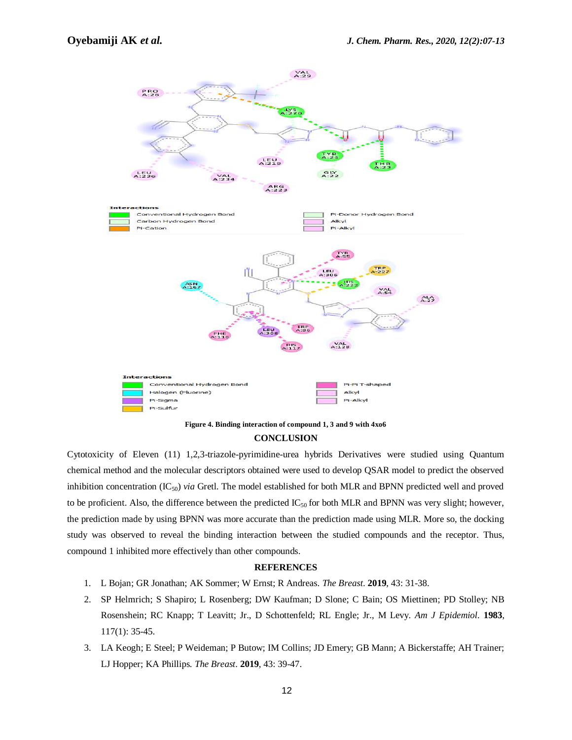**Figure 4. Binding interaction of compound 1, 3 and 9 with 4xo6**

## CONCLUSION

Cytotoxicity of Eleven (11) 1,2,3-triazole-pyrimidine-urea hybrids Derivatives were studied using Quantum chemical method and the molecular descriptors obtained were used to develop QSAR model to predict the observed inhibition concentration ($IC_{50}$) *via* Gretl. The model established for both MLR and BPNN predicted well and proved to be proficient. Also, the difference between the predicted $IC_{50}$ for both MLR and BPNN was very slight; however, the prediction made by using BPNN was more accurate than the prediction made using MLR. More so, the docking study was observed to reveal the binding interaction between the studied compounds and the receptor. Thus, compound 1 inhibited more effectively than other compounds.

## REFERENCES

1. L Bojan; GR Jonathan; AK Sommer; W Ernst; R Andreas. *The Breast*. **2019**, 43: 31-38.
2. SP Helmrich; S Shapiro; L Rosenberg; DW Kaufman; D Slone; C Bain; OS Miettinen; PD Stolley; NB Rosenshein; RC Knapp; T Leavitt; Jr., D Schottenfeld; RL Engle; Jr., M Levy. *Am J Epidemiol*. **1983**, 117(1): 35-45.
3. LA Keogh; E Steel; P Weideman; P Butow; IM Collins; JD Emery; GB Mann; A Bickerstaffe; AH Trainer; LJ Hopper; KA Phillips. *The Breast*. **2019**, 43: 39-47.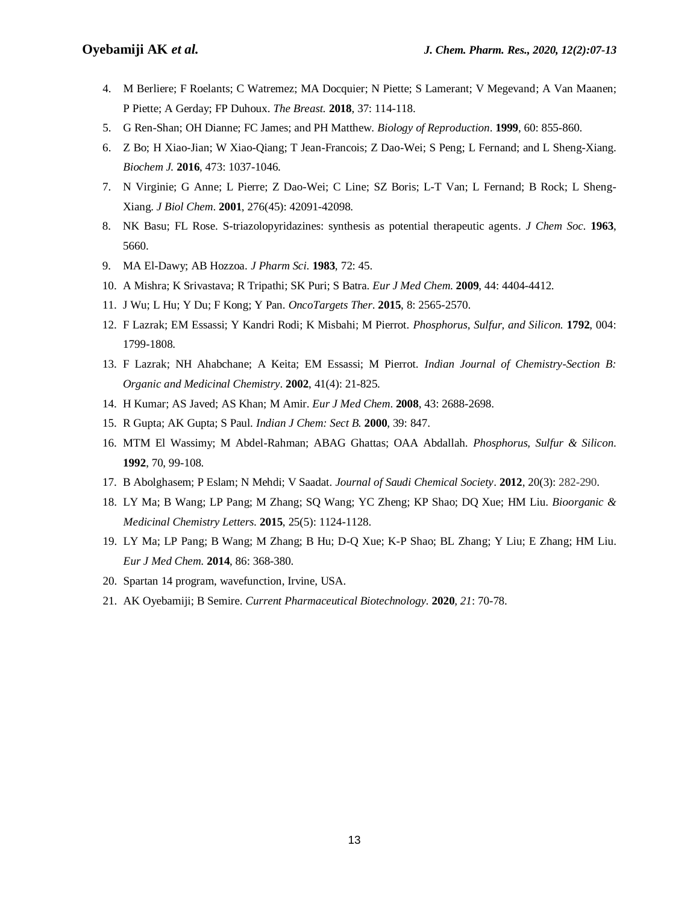4. M Berliere; F Roelants; C Watremez; MA Docquier; N Piette; S Lamerant; V Megevand; A Van Maanen; P Piette; A Gerday; FP Duhoux. *The Breast.* **2018**, 37: 114-118.
5. G Ren-Shan; OH Dianne; FC James; and PH Matthew. *Biology of Reproduction*. **1999**, 60: 855-860.
6. Z Bo; H Xiao-Jian; W Xiao-Qiang; T Jean-Francois; Z Dao-Wei; S Peng; L Fernand; and L Sheng-Xiang. *Biochem J.* **2016**, 473: 1037-1046.
7. N Virginie; G Anne; L Pierre; Z Dao-Wei; C Line; SZ Boris; L-T Van; L Fernand; B Rock; L Sheng-Xiang. *J Biol Chem*. **2001**, 276(45): 42091-42098.
8. NK Basu; FL Rose. S-triazolopyridazines: synthesis as potential therapeutic agents. *J Chem Soc*. **1963**, 5660.
9. MA El-Dawy; AB Hozzoa. *J Pharm Sci.* **1983**, 72: 45.
10. A Mishra; K Srivastava; R Tripathi; SK Puri; S Batra. *Eur J Med Chem.* **2009**, 44: 4404-4412.
11. J Wu; L Hu; Y Du; F Kong; Y Pan. *OncoTargets Ther*. **2015**, 8: 2565-2570.
12. F Lazrak; EM Essassi; Y Kandri Rodi; K Misbahi; M Pierrot. *Phosphorus, Sulfur, and Silicon.* **1792**, 004: 1799-1808.
13. F Lazrak; NH Ahabchane; A Keita; EM Essassi; M Pierrot. *Indian Journal of Chemistry-Section B: Organic and Medicinal Chemistry*. **2002**, 41(4): 21-825.
14. H Kumar; AS Javed; AS Khan; M Amir. *Eur J Med Chem*. **2008**, 43: 2688-2698.
15. R Gupta; AK Gupta; S Paul. *Indian J Chem: Sect B.* **2000**, 39: 847.
16. MTM El Wassimy; M Abdel-Rahman; ABAG Ghattas; OAA Abdallah. *Phosphorus, Sulfur & Silicon.* **1992**, 70, 99-108.
17. B Abolghasem; P Eslam; N Mehdi; V Saadat. *Journal of Saudi Chemical Society*. **2012**, 20(3): 282-290.
18. LY Ma; B Wang; LP Pang; M Zhang; SQ Wang; YC Zheng; KP Shao; DQ Xue; HM Liu. *Bioorganic & Medicinal Chemistry Letters.* **2015**, 25(5): 1124-1128.
19. LY Ma; LP Pang; B Wang; M Zhang; B Hu; D-Q Xue; K-P Shao; BL Zhang; Y Liu; E Zhang; HM Liu. *Eur J Med Chem.* **2014**, 86: 368-380.
20. Spartan 14 program, wavefunction, Irvine, USA.
21. AK Oyebamiji; B Semire. *Current Pharmaceutical Biotechnology*. **2020**, *21*: 70-78.